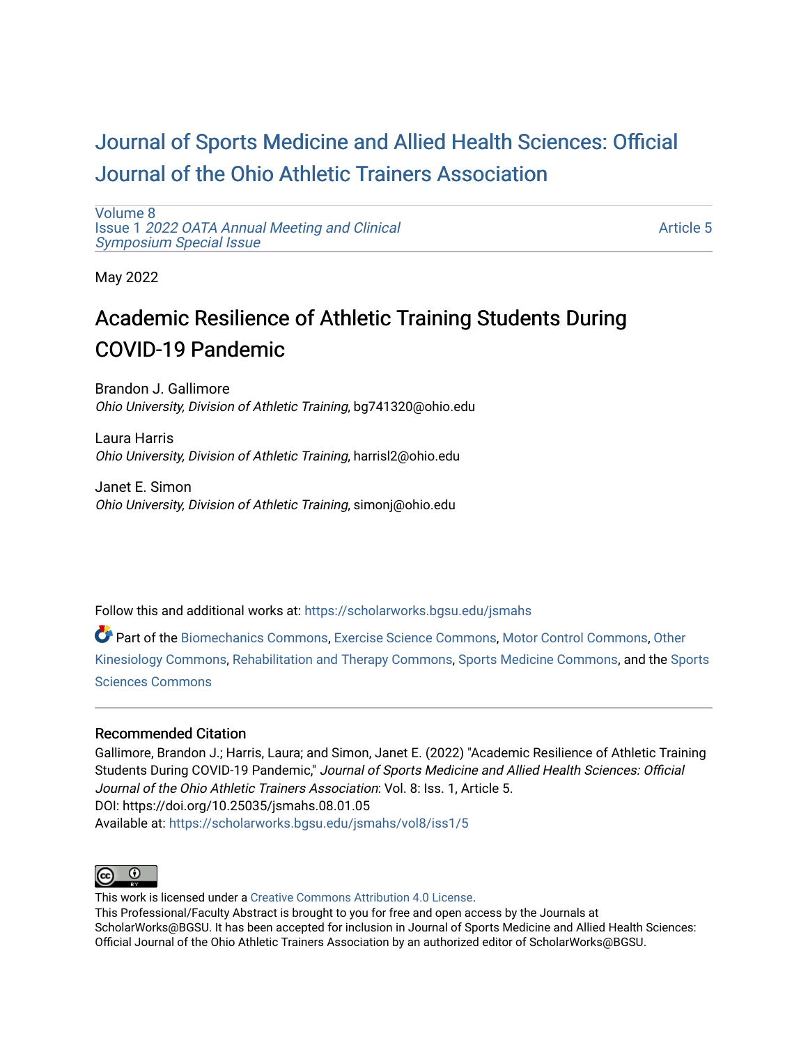# Journal of Sports Medicine and Allied Health Sciences: Official Journal of the Ohio Athletic Trainers Association

Volume 8
Issue 1 *2022 OATA Annual Meeting and Clinical Symposium Special Issue*

Article 5

May 2022

## Academic Resilience of Athletic Training Students During COVID-19 Pandemic

Brandon J. Gallimore
*Ohio University, Division of Athletic Training*, bg741320@ohio.edu

Laura Harris
*Ohio University, Division of Athletic Training*, harrisl2@ohio.edu

Janet E. Simon
*Ohio University, Division of Athletic Training*, simonj@ohio.edu

Follow this and additional works at: https://scholarworks.bgsu.edu/jsmahs

Part of the Biomechanics Commons, Exercise Science Commons, Motor Control Commons, Other Kinesiology Commons, Rehabilitation and Therapy Commons, Sports Medicine Commons, and the Sports Sciences Commons

### Recommended Citation

Gallimore, Brandon J.; Harris, Laura; and Simon, Janet E. (2022) "Academic Resilience of Athletic Training Students During COVID-19 Pandemic," *Journal of Sports Medicine and Allied Health Sciences: Official Journal of the Ohio Athletic Trainers Association*: Vol. 8: Iss. 1, Article 5.
DOI: https://doi.org/10.25035/jsmahs.08.01.05
Available at: https://scholarworks.bgsu.edu/jsmahs/vol8/iss1/5

This work is licensed under a Creative Commons Attribution 4.0 License.
This Professional/Faculty Abstract is brought to you for free and open access by the Journals at ScholarWorks@BGSU. It has been accepted for inclusion in Journal of Sports Medicine and Allied Health Sciences: Official Journal of the Ohio Athletic Trainers Association by an authorized editor of ScholarWorks@BGSU.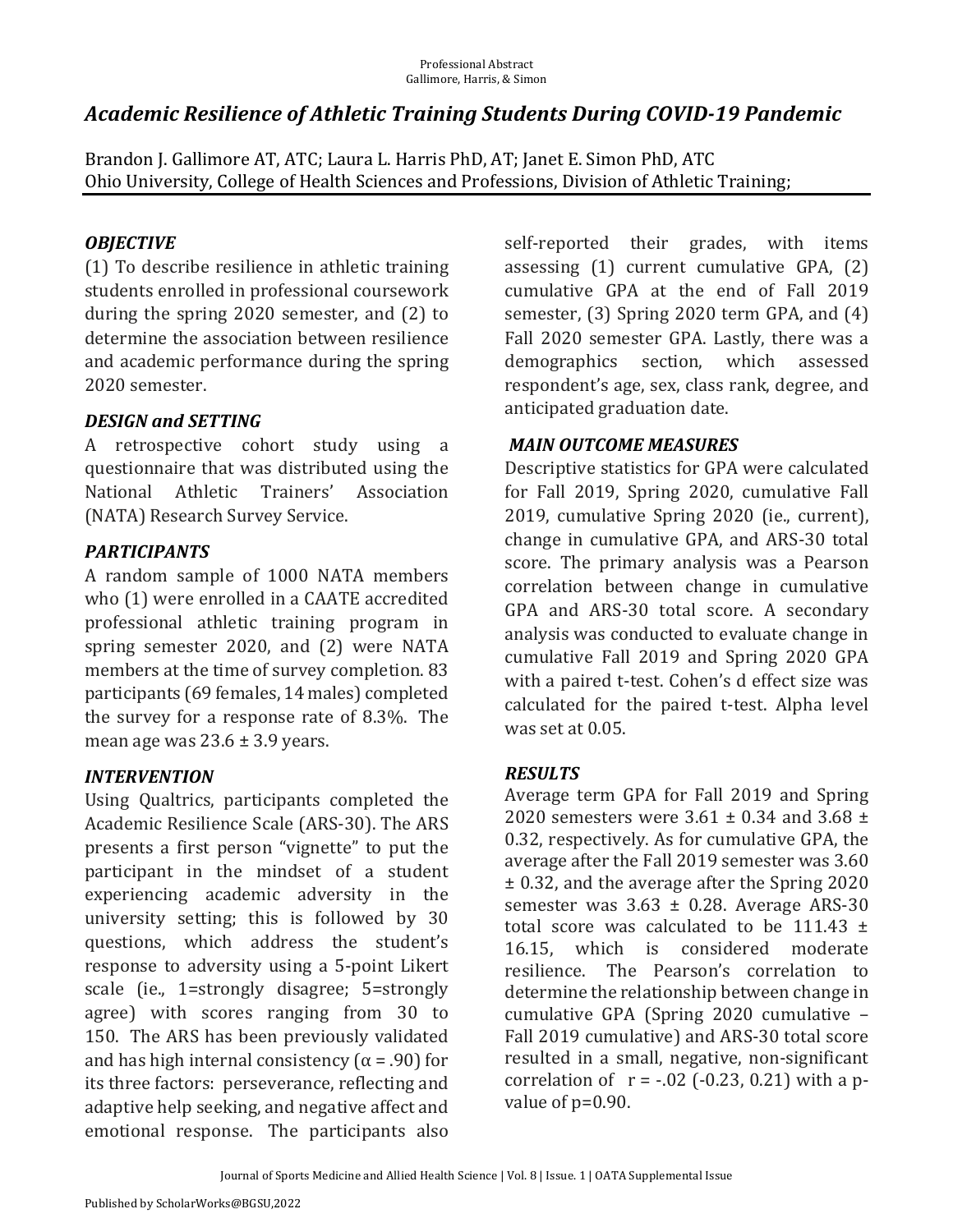# *Academic Resilience of Athletic Training Students During COVID-19 Pandemic*

Brandon J. Gallimore AT, ATC; Laura L. Harris PhD, AT; Janet E. Simon PhD, ATC
Ohio University, College of Health Sciences and Professions, Division of Athletic Training;

### *OBJECTIVE*

(1) To describe resilience in athletic training students enrolled in professional coursework during the spring 2020 semester, and (2) to determine the association between resilience and academic performance during the spring 2020 semester.

### *DESIGN and SETTING*

A retrospective cohort study using a questionnaire that was distributed using the National Athletic Trainers' Association (NATA) Research Survey Service.

### *PARTICIPANTS*

A random sample of 1000 NATA members who (1) were enrolled in a CAATE accredited professional athletic training program in spring semester 2020, and (2) were NATA members at the time of survey completion. 83 participants (69 females, 14 males) completed the survey for a response rate of 8.3%. The mean age was 23.6 ± 3.9 years.

### *INTERVENTION*

Using Qualtrics, participants completed the Academic Resilience Scale (ARS-30). The ARS presents a first person "vignette" to put the participant in the mindset of a student experiencing academic adversity in the university setting; this is followed by 30 questions, which address the student's response to adversity using a 5-point Likert scale (i.e., 1=strongly disagree; 5=strongly agree) with scores ranging from 30 to 150. The ARS has been previously validated and has high internal consistency ($\alpha = .90$) for its three factors: perseverance, reflecting and adaptive help seeking, and negative affect and emotional response. The participants also self-reported their grades, with items assessing (1) current cumulative GPA, (2) cumulative GPA at the end of Fall 2019 semester, (3) Spring 2020 term GPA, and (4) Fall 2020 semester GPA. Lastly, there was a demographics section, which assessed respondent's age, sex, class rank, degree, and anticipated graduation date.

### *MAIN OUTCOME MEASURES*

Descriptive statistics for GPA were calculated for Fall 2019, Spring 2020, cumulative Fall 2019, cumulative Spring 2020 (i.e., current), change in cumulative GPA, and ARS-30 total score. The primary analysis was a Pearson correlation between change in cumulative GPA and ARS-30 total score. A secondary analysis was conducted to evaluate change in cumulative Fall 2019 and Spring 2020 GPA with a paired t-test. Cohen's d effect size was calculated for the paired t-test. Alpha level was set at 0.05.

### *RESULTS*

Average term GPA for Fall 2019 and Spring 2020 semesters were 3.61 ± 0.34 and 3.68 ± 0.32, respectively. As for cumulative GPA, the average after the Fall 2019 semester was 3.60 ± 0.32, and the average after the Spring 2020 semester was 3.63 ± 0.28. Average ARS-30 total score was calculated to be 111.43 ± 16.15, which is considered moderate resilience. The Pearson's correlation to determine the relationship between change in cumulative GPA (Spring 2020 cumulative – Fall 2019 cumulative) and ARS-30 total score resulted in a small, negative, non-significant correlation of $r = -.02$ (-0.23, 0.21) with a p-value of $p=0.90$.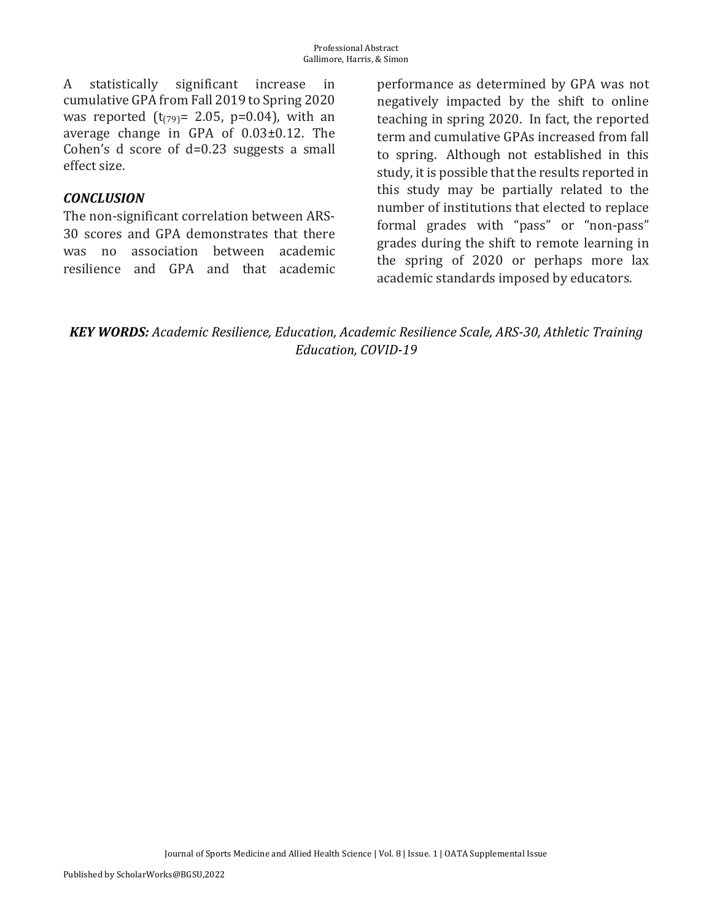A statistically significant increase in cumulative GPA from Fall 2019 to Spring 2020 was reported ($t_{(79)}$= 2.05, p=0.04), with an average change in GPA of 0.03±0.12. The Cohen's d score of d=0.23 suggests a small effect size.

### *CONCLUSION*

The non-significant correlation between ARS-30 scores and GPA demonstrates that there was no association between academic resilience and GPA and that academic performance as determined by GPA was not negatively impacted by the shift to online teaching in spring 2020. In fact, the reported term and cumulative GPAs increased from fall to spring. Although not established in this study, it is possible that the results reported in this study may be partially related to the number of institutions that elected to replace formal grades with "pass" or "non-pass" grades during the shift to remote learning in the spring of 2020 or perhaps more lax academic standards imposed by educators.

***KEY WORDS:*** *Academic Resilience, Education, Academic Resilience Scale, ARS-30, Athletic Training Education, COVID-19*